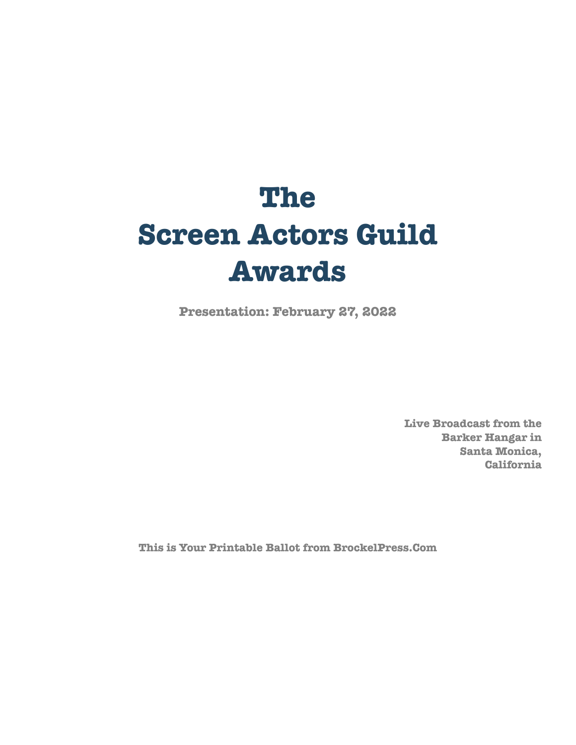# The Screen Actors Guild Awards

**Presentation: February 27, 2022**

**Live Broadcast from the Barker Hangar in Santa Monica, California**

**This is Your Printable Ballot from BrockelPress.Com**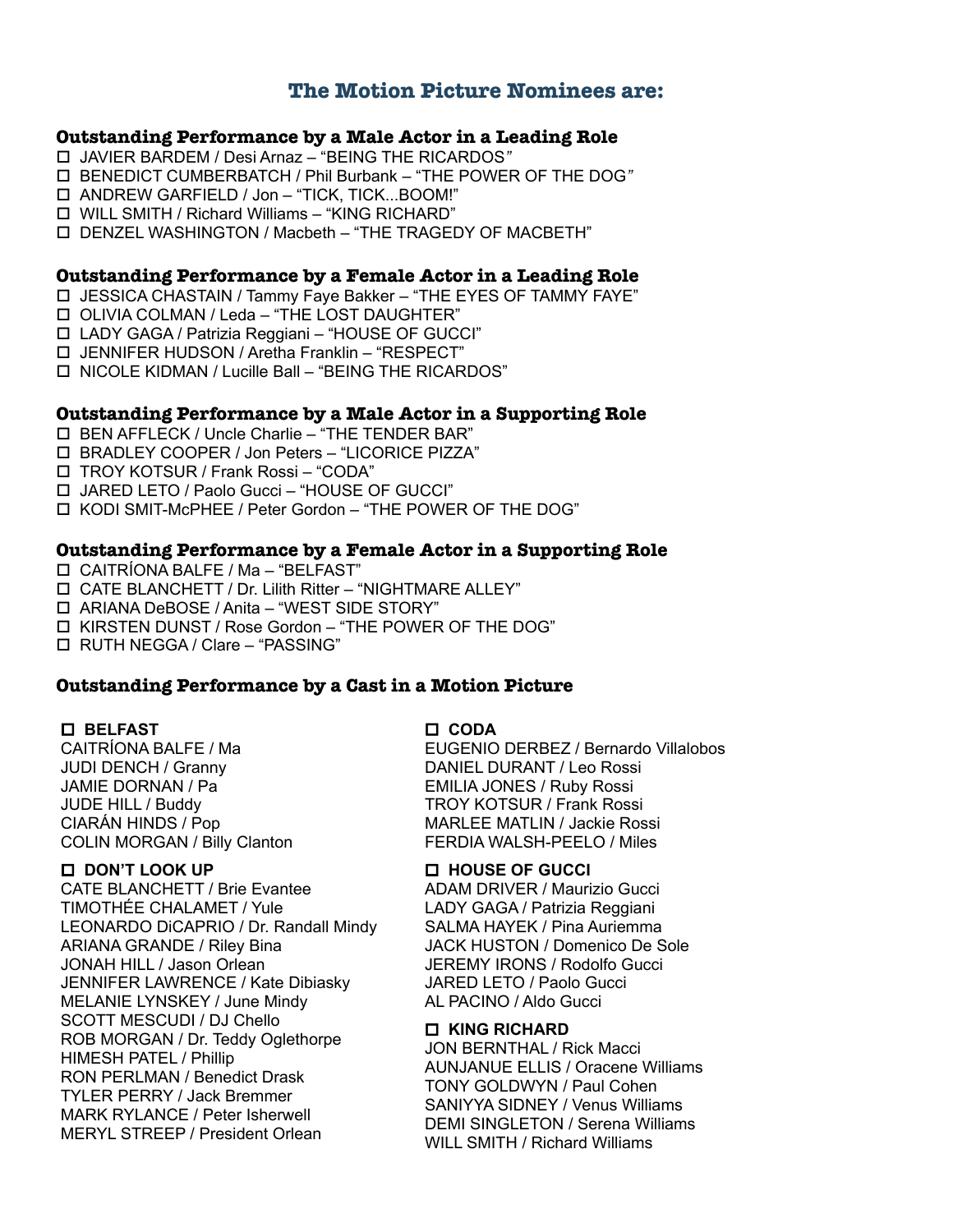## The Motion Picture Nominees are:

### Outstanding Performance by a Male Actor in a Leading Role

- ☐ JAVIER BARDEM / Desi Arnaz – "BEING THE RICARDOS"
- ☐ BENEDICT CUMBERBATCH / Phil Burbank – "THE POWER OF THE DOG"
- ☐ ANDREW GARFIELD / Jon – "TICK, TICK...BOOM!"
- ☐ WILL SMITH / Richard Williams – "KING RICHARD"
- ☐ DENZEL WASHINGTON / Macbeth – "THE TRAGEDY OF MACBETH"

### Outstanding Performance by a Female Actor in a Leading Role

- ☐ JESSICA CHASTAIN / Tammy Faye Bakker – "THE EYES OF TAMMY FAYE"
- ☐ OLIVIA COLMAN / Leda – "THE LOST DAUGHTER"
- ☐ LADY GAGA / Patrizia Reggiani – "HOUSE OF GUCCI"
- ☐ JENNIFER HUDSON / Aretha Franklin – "RESPECT"
- ☐ NICOLE KIDMAN / Lucille Ball – "BEING THE RICARDOS"

### Outstanding Performance by a Male Actor in a Supporting Role

- ☐ BEN AFFLECK / Uncle Charlie – "THE TENDER BAR"
- ☐ BRADLEY COOPER / Jon Peters – "LICORICE PIZZA"
- ☐ TROY KOTSUR / Frank Rossi – "CODA"
- ☐ JARED LETO / Paolo Gucci – "HOUSE OF GUCCI"
- ☐ KODI SMIT-McPHEE / Peter Gordon – "THE POWER OF THE DOG"

### Outstanding Performance by a Female Actor in a Supporting Role

- ☐ CAITRÍONA BALFE / Ma – "BELFAST"
- ☐ CATE BLANCHETT / Dr. Lilith Ritter – "NIGHTMARE ALLEY"
- ☐ ARIANA DeBOSE / Anita – "WEST SIDE STORY"
- ☐ KIRSTEN DUNST / Rose Gordon – "THE POWER OF THE DOG"
- ☐ RUTH NEGGA / Clare – "PASSING"

### Outstanding Performance by a Cast in a Motion Picture

**☐ BELFAST**

CAITRÍONA BALFE / Ma
JUDI DENCH / Granny
JAMIE DORNAN / Pa
JUDE HILL / Buddy
CIARÁN HINDS / Pop
COLIN MORGAN / Billy Clanton

**☐ DON'T LOOK UP**

CATE BLANCHETT / Brie Evantee
TIMOTHÉE CHALAMET / Yule
LEONARDO DiCAPRIO / Dr. Randall Mindy
ARIANA GRANDE / Riley Bina
JONAH HILL / Jason Orlean
JENNIFER LAWRENCE / Kate Dibiasky
MELANIE LYNSKEY / June Mindy
SCOTT MESCUDI / DJ Chello
ROB MORGAN / Dr. Teddy Oglethorpe
HIMESH PATEL / Phillip
RON PERLMAN / Benedict Drask
TYLER PERRY / Jack Bremmer
MARK RYLANCE / Peter Isherwell
MERYL STREEP / President Orlean

**☐ CODA**

EUGENIO DERBEZ / Bernardo Villalobos
DANIEL DURANT / Leo Rossi
EMILIA JONES / Ruby Rossi
TROY KOTSUR / Frank Rossi
MARLEE MATLIN / Jackie Rossi
FERDIA WALSH-PEELO / Miles

**☐ HOUSE OF GUCCI**

ADAM DRIVER / Maurizio Gucci
LADY GAGA / Patrizia Reggiani
SALMA HAYEK / Pina Auriemma
JACK HUSTON / Domenico De Sole
JEREMY IRONS / Rodolfo Gucci
JARED LETO / Paolo Gucci
AL PACINO / Aldo Gucci

**☐ KING RICHARD**

JON BERNTHAL / Rick Macci
AUNJANUE ELLIS / Oracene Williams
TONY GOLDWYN / Paul Cohen
SANIYYA SIDNEY / Venus Williams
DEMI SINGLETON / Serena Williams
WILL SMITH / Richard Williams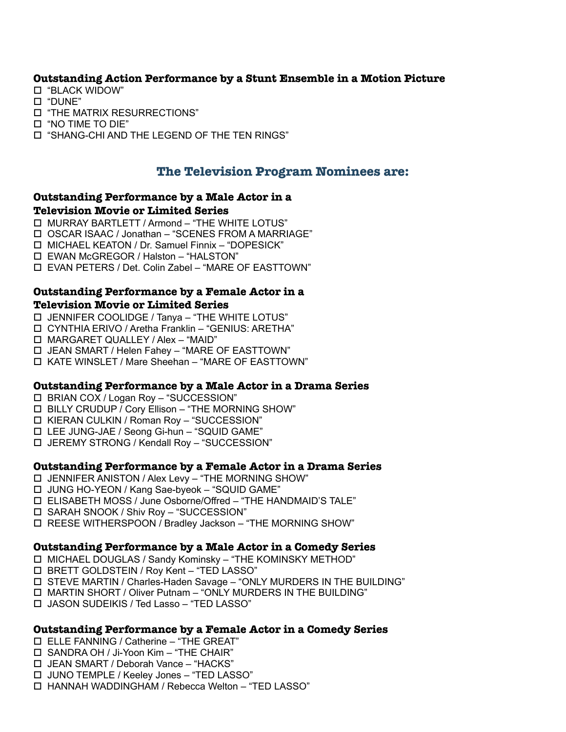### Outstanding Action Performance by a Stunt Ensemble in a Motion Picture

- ☐ "BLACK WIDOW"
- ☐ "DUNE"
- ☐ "THE MATRIX RESURRECTIONS"
- ☐ "NO TIME TO DIE"
- ☐ "SHANG-CHI AND THE LEGEND OF THE TEN RINGS"

## The Television Program Nominees are:

### Outstanding Performance by a Male Actor in a Television Movie or Limited Series

- ☐ MURRAY BARTLETT / Armond – "THE WHITE LOTUS"
- ☐ OSCAR ISAAC / Jonathan – "SCENES FROM A MARRIAGE"
- ☐ MICHAEL KEATON / Dr. Samuel Finnix – "DOPESICK"
- ☐ EWAN McGREGOR / Halston – "HALSTON"
- ☐ EVAN PETERS / Det. Colin Zabel – "MARE OF EASTTOWN"

### Outstanding Performance by a Female Actor in a Television Movie or Limited Series

- ☐ JENNIFER COOLIDGE / Tanya – "THE WHITE LOTUS"
- ☐ CYNTHIA ERIVO / Aretha Franklin – "GENIUS: ARETHA"
- ☐ MARGARET QUALLEY / Alex – "MAID"
- ☐ JEAN SMART / Helen Fahey – "MARE OF EASTTOWN"
- ☐ KATE WINSLET / Mare Sheehan – "MARE OF EASTTOWN"

### Outstanding Performance by a Male Actor in a Drama Series

- ☐ BRIAN COX / Logan Roy – "SUCCESSION"
- ☐ BILLY CRUDUP / Cory Ellison – "THE MORNING SHOW"
- ☐ KIERAN CULKIN / Roman Roy – "SUCCESSION"
- ☐ LEE JUNG-JAE / Seong Gi-hun – "SQUID GAME"
- ☐ JEREMY STRONG / Kendall Roy – "SUCCESSION"

### Outstanding Performance by a Female Actor in a Drama Series

- ☐ JENNIFER ANISTON / Alex Levy – "THE MORNING SHOW"
- ☐ JUNG HO-YEON / Kang Sae-byeok – "SQUID GAME"
- ☐ ELISABETH MOSS / June Osborne/Offred – "THE HANDMAID'S TALE"
- ☐ SARAH SNOOK / Shiv Roy – "SUCCESSION"
- ☐ REESE WITHERSPOON / Bradley Jackson – "THE MORNING SHOW"

### Outstanding Performance by a Male Actor in a Comedy Series

- ☐ MICHAEL DOUGLAS / Sandy Kominsky – "THE KOMINSKY METHOD"
- ☐ BRETT GOLDSTEIN / Roy Kent – "TED LASSO"
- ☐ STEVE MARTIN / Charles-Haden Savage – "ONLY MURDERS IN THE BUILDING"
- ☐ MARTIN SHORT / Oliver Putnam – "ONLY MURDERS IN THE BUILDING"
- ☐ JASON SUDEIKIS / Ted Lasso – "TED LASSO"

### Outstanding Performance by a Female Actor in a Comedy Series

- ☐ ELLE FANNING / Catherine – "THE GREAT"
- ☐ SANDRA OH / Ji-Yoon Kim – "THE CHAIR"
- ☐ JEAN SMART / Deborah Vance – "HACKS"
- ☐ JUNO TEMPLE / Keeley Jones – "TED LASSO"
- ☐ HANNAH WADDINGHAM / Rebecca Welton – "TED LASSO"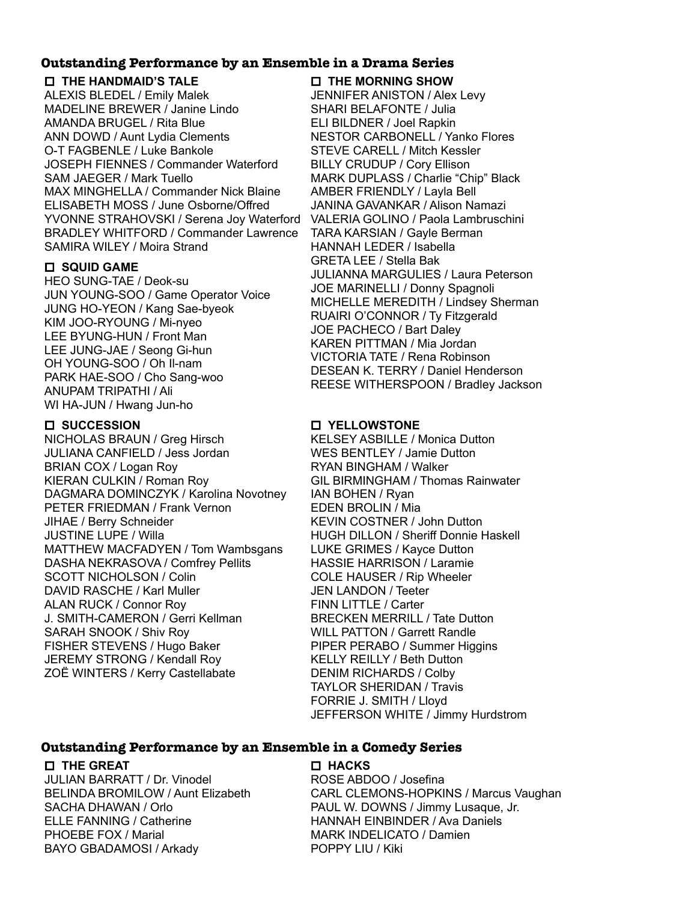## Outstanding Performance by an Ensemble in a Drama Series

☐ **THE HANDMAID'S TALE**

ALEXIS BLEDEL / Emily Malek
MADELINE BREWER / Janine Lindo
AMANDA BRUGEL / Rita Blue
ANN DOWD / Aunt Lydia Clements
O-T FAGBENLE / Luke Bankole
JOSEPH FIENNES / Commander Waterford
SAM JAEGER / Mark Tuello
MAX MINGHELLA / Commander Nick Blaine
ELISABETH MOSS / June Osborne/Offred
YVONNE STRAHOVSKI / Serena Joy Waterford
BRADLEY WHITFORD / Commander Lawrence
SAMIRA WILEY / Moira Strand

☐ **SQUID GAME**

HEO SUNG-TAE / Deok-su
JUN YOUNG-SOO / Game Operator Voice
JUNG HO-YEON / Kang Sae-byeok
KIM JOO-RYOUNG / Mi-nyeo
LEE BYUNG-HUN / Front Man
LEE JUNG-JAE / Seong Gi-hun
OH YOUNG-SOO / Oh Il-nam
PARK HAE-SOO / Cho Sang-woo
ANUPAM TRIPATHI / Ali
WI HA-JUN / Hwang Jun-ho

☐ **SUCCESSION**

NICHOLAS BRAUN / Greg Hirsch
JULIANA CANFIELD / Jess Jordan
BRIAN COX / Logan Roy
KIERAN CULKIN / Roman Roy
DAGMARA DOMINCZYK / Karolina Novotney
PETER FRIEDMAN / Frank Vernon
JIHAE / Berry Schneider
JUSTINE LUPE / Willa
MATTHEW MACFADYEN / Tom Wambsgans
DASHA NEKRASOVA / Comfrey Pellits
SCOTT NICHOLSON / Colin
DAVID RASCHE / Karl Muller
ALAN RUCK / Connor Roy
J. SMITH-CAMERON / Gerri Kellman
SARAH SNOOK / Shiv Roy
FISHER STEVENS / Hugo Baker
JEREMY STRONG / Kendall Roy
ZOË WINTERS / Kerry Castellabate

☐ **THE MORNING SHOW**

JENNIFER ANISTON / Alex Levy
SHARI BELAFONTE / Julia
ELI BILDNER / Joel Rapkin
NESTOR CARBONELL / Yanko Flores
STEVE CARELL / Mitch Kessler
BILLY CRUDUP / Cory Ellison
MARK DUPLASS / Charlie "Chip" Black
AMBER FRIENDLY / Layla Bell
JANINA GAVANKAR / Alison Namazi
VALERIA GOLINO / Paola Lambruschini
TARA KARSIAN / Gayle Berman
HANNAH LEDER / Isabella
GRETA LEE / Stella Bak
JULIANNA MARGULIES / Laura Peterson
JOE MARINELLI / Donny Spagnoli
MICHELLE MEREDITH / Lindsey Sherman
RUAIRI O'CONNOR / Ty Fitzgerald
JOE PACHECO / Bart Daley
KAREN PITTMAN / Mia Jordan
VICTORIA TATE / Rena Robinson
DESEAN K. TERRY / Daniel Henderson
REESE WITHERSPOON / Bradley Jackson

☐ **YELLOWSTONE**

KELSEY ASBILLE / Monica Dutton
WES BENTLEY / Jamie Dutton
RYAN BINGHAM / Walker
GIL BIRMINGHAM / Thomas Rainwater
IAN BOHEN / Ryan
EDEN BROLIN / Mia
KEVIN COSTNER / John Dutton
HUGH DILLON / Sheriff Donnie Haskell
LUKE GRIMES / Kayce Dutton
HASSIE HARRISON / Laramie
COLE HAUSER / Rip Wheeler
JEN LANDON / Teeter
FINN LITTLE / Carter
BRECKEN MERRILL / Tate Dutton
WILL PATTON / Garrett Randle
PIPER PERABO / Summer Higgins
KELLY REILLY / Beth Dutton
DENIM RICHARDS / Colby
TAYLOR SHERIDAN / Travis
FORRIE J. SMITH / Lloyd
JEFFERSON WHITE / Jimmy Hurdstrom

## Outstanding Performance by an Ensemble in a Comedy Series

☐ **THE GREAT**

JULIAN BARRATT / Dr. Vinodel
BELINDA BROMILOW / Aunt Elizabeth
SACHA DHAWAN / Orlo
ELLE FANNING / Catherine
PHOEBE FOX / Marial
BAYO GBADAMOSI / Arkady

☐ **HACKS**

ROSE ABDOO / Josefina
CARL CLEMONS-HOPKINS / Marcus Vaughan
PAUL W. DOWNS / Jimmy Lusaque, Jr.
HANNAH EINBINDER / Ava Daniels
MARK INDELICATO / Damien
POPPY LIU / Kiki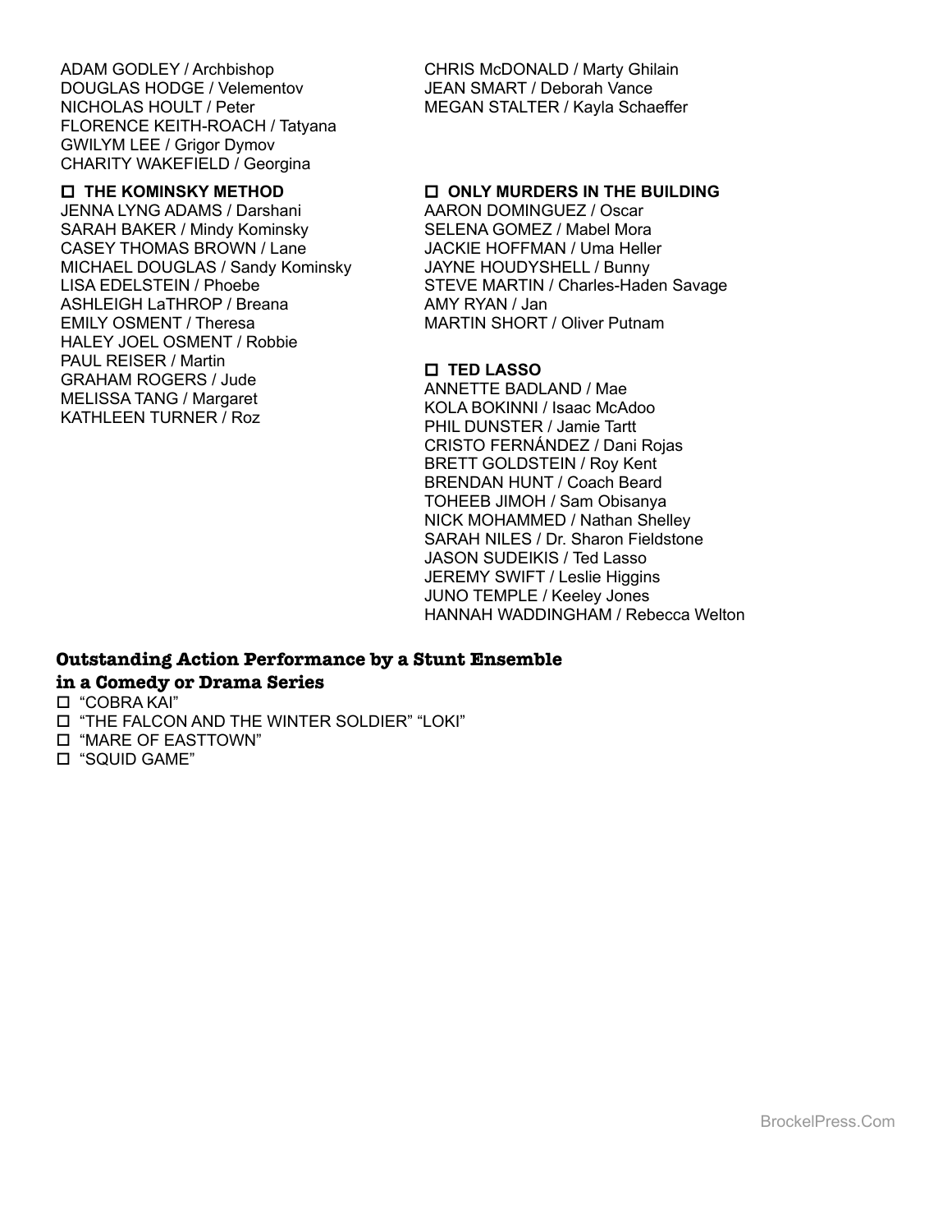ADAM GODLEY / Archbishop
DOUGLAS HODGE / Velementov
NICHOLAS HOULT / Peter
FLORENCE KEITH-ROACH / Tatyana
GWILYM LEE / Grigor Dymov
CHARITY WAKEFIELD / Georgina

☐ **THE KOMINSKY METHOD**
JENNA LYNG ADAMS / Darshani
SARAH BAKER / Mindy Kominsky
CASEY THOMAS BROWN / Lane
MICHAEL DOUGLAS / Sandy Kominsky
LISA EDELSTEIN / Phoebe
ASHLEIGH LaTHROP / Breana
EMILY OSMENT / Theresa
HALEY JOEL OSMENT / Robbie
PAUL REISER / Martin
GRAHAM ROGERS / Jude
MELISSA TANG / Margaret
KATHLEEN TURNER / Roz

CHRIS McDONALD / Marty Ghilain
JEAN SMART / Deborah Vance
MEGAN STALTER / Kayla Schaeffer

☐ **ONLY MURDERS IN THE BUILDING**
AARON DOMINGUEZ / Oscar
SELENA GOMEZ / Mabel Mora
JACKIE HOFFMAN / Uma Heller
JAYNE HOUDYSHELL / Bunny
STEVE MARTIN / Charles-Haden Savage
AMY RYAN / Jan
MARTIN SHORT / Oliver Putnam

☐ **TED LASSO**
ANNETTE BADLAND / Mae
KOLA BOKINNI / Isaac McAdoo
PHIL DUNSTER / Jamie Tartt
CRISTO FERNÁNDEZ / Dani Rojas
BRETT GOLDSTEIN / Roy Kent
BRENDAN HUNT / Coach Beard
TOHEEB JIMOH / Sam Obisanya
NICK MOHAMMED / Nathan Shelley
SARAH NILES / Dr. Sharon Fieldstone
JASON SUDEIKIS / Ted Lasso
JEREMY SWIFT / Leslie Higgins
JUNO TEMPLE / Keeley Jones
HANNAH WADDINGHAM / Rebecca Welton

## Outstanding Action Performance by a Stunt Ensemble in a Comedy or Drama Series

☐ "COBRA KAI"
☐ "THE FALCON AND THE WINTER SOLDIER" "LOKI"
☐ "MARE OF EASTTOWN"
☐ "SQUID GAME"

BrockelPress.Com